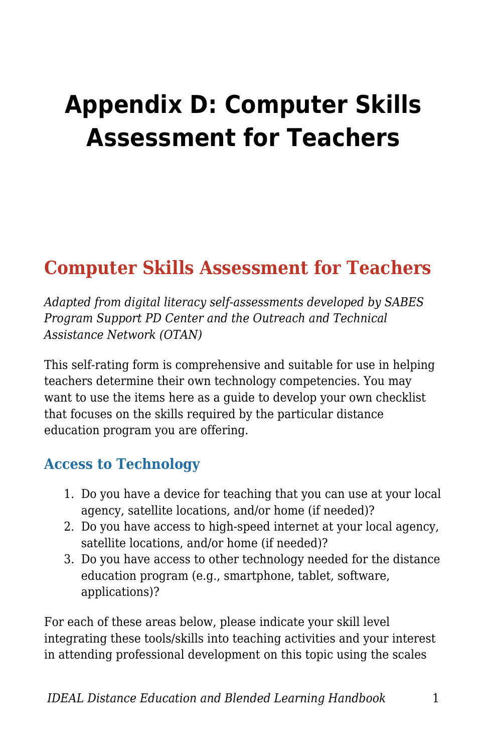# Appendix D: Computer Skills Assessment for Teachers

## Computer Skills Assessment for Teachers

*Adapted from digital literacy self-assessments developed by SABES Program Support PD Center and the Outreach and Technical Assistance Network (OTAN)*

This self-rating form is comprehensive and suitable for use in helping teachers determine their own technology competencies. You may want to use the items here as a guide to develop your own checklist that focuses on the skills required by the particular distance education program you are offering.

### Access to Technology

1. Do you have a device for teaching that you can use at your local agency, satellite locations, and/or home (if needed)?
2. Do you have access to high-speed internet at your local agency, satellite locations, and/or home (if needed)?
3. Do you have access to other technology needed for the distance education program (e.g., smartphone, tablet, software, applications)?

For each of these areas below, please indicate your skill level integrating these tools/skills into teaching activities and your interest in attending professional development on this topic using the scales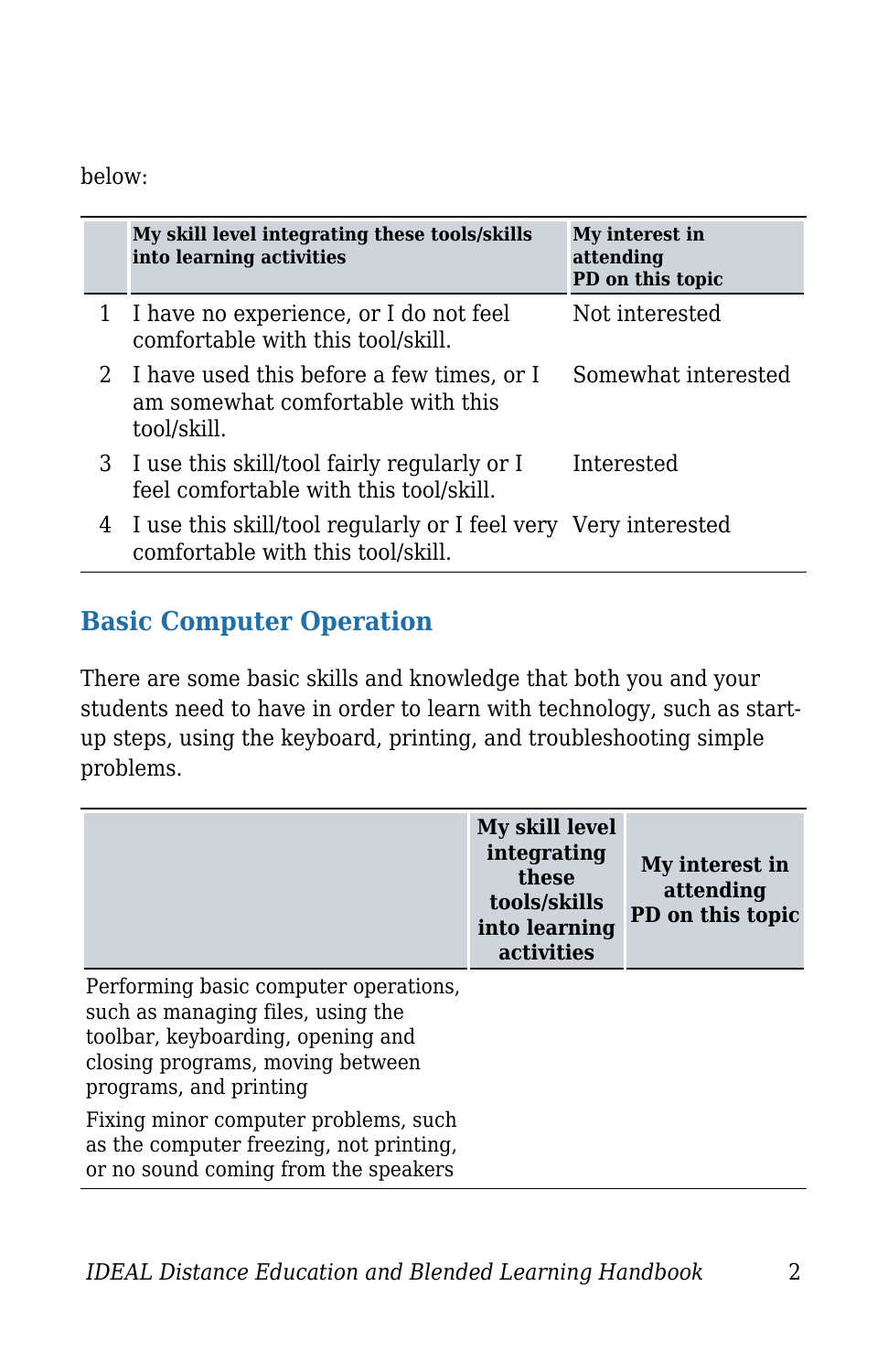below:

| | My skill level integrating these tools/skills into learning activities | My interest in attending PD on this topic |
|---|---|---|
| 1 | I have no experience, or I do not feel comfortable with this tool/skill. | Not interested |
| 2 | I have used this before a few times, or I am somewhat comfortable with this tool/skill. | Somewhat interested |
| 3 | I use this skill/tool fairly regularly or I feel comfortable with this tool/skill. | Interested |
| 4 | I use this skill/tool regularly or I feel very comfortable with this tool/skill. | Very interested |

## Basic Computer Operation

There are some basic skills and knowledge that both you and your students need to have in order to learn with technology, such as start-up steps, using the keyboard, printing, and troubleshooting simple problems.

| | My skill level integrating these tools/skills into learning activities | My interest in attending PD on this topic |
|---|---|---|
| Performing basic computer operations, such as managing files, using the toolbar, keyboarding, opening and closing programs, moving between programs, and printing | | |
| Fixing minor computer problems, such as the computer freezing, not printing, or no sound coming from the speakers | | |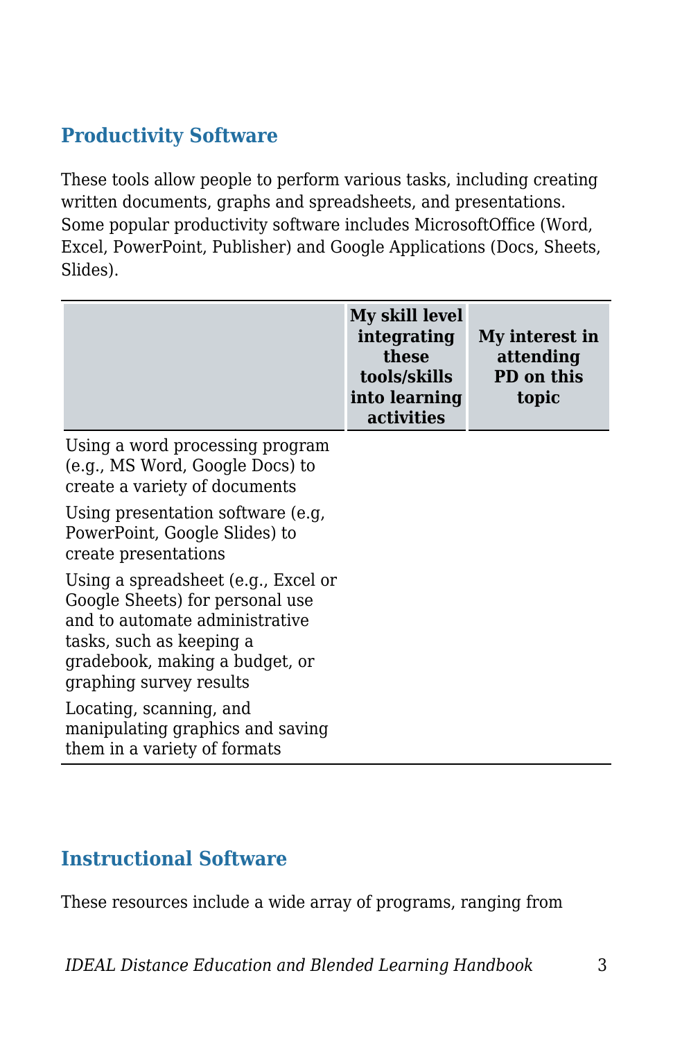## Productivity Software

These tools allow people to perform various tasks, including creating written documents, graphs and spreadsheets, and presentations. Some popular productivity software includes MicrosoftOffice (Word, Excel, PowerPoint, Publisher) and Google Applications (Docs, Sheets, Slides).

| | My skill level integrating these tools/skills into learning activities | My interest in attending PD on this topic |
|---|---|---|
| Using a word processing program (e.g., MS Word, Google Docs) to create a variety of documents | | |
| Using presentation software (e.g, PowerPoint, Google Slides) to create presentations | | |
| Using a spreadsheet (e.g., Excel or Google Sheets) for personal use and to automate administrative tasks, such as keeping a gradebook, making a budget, or graphing survey results | | |
| Locating, scanning, and manipulating graphics and saving them in a variety of formats | | |

## Instructional Software

These resources include a wide array of programs, ranging from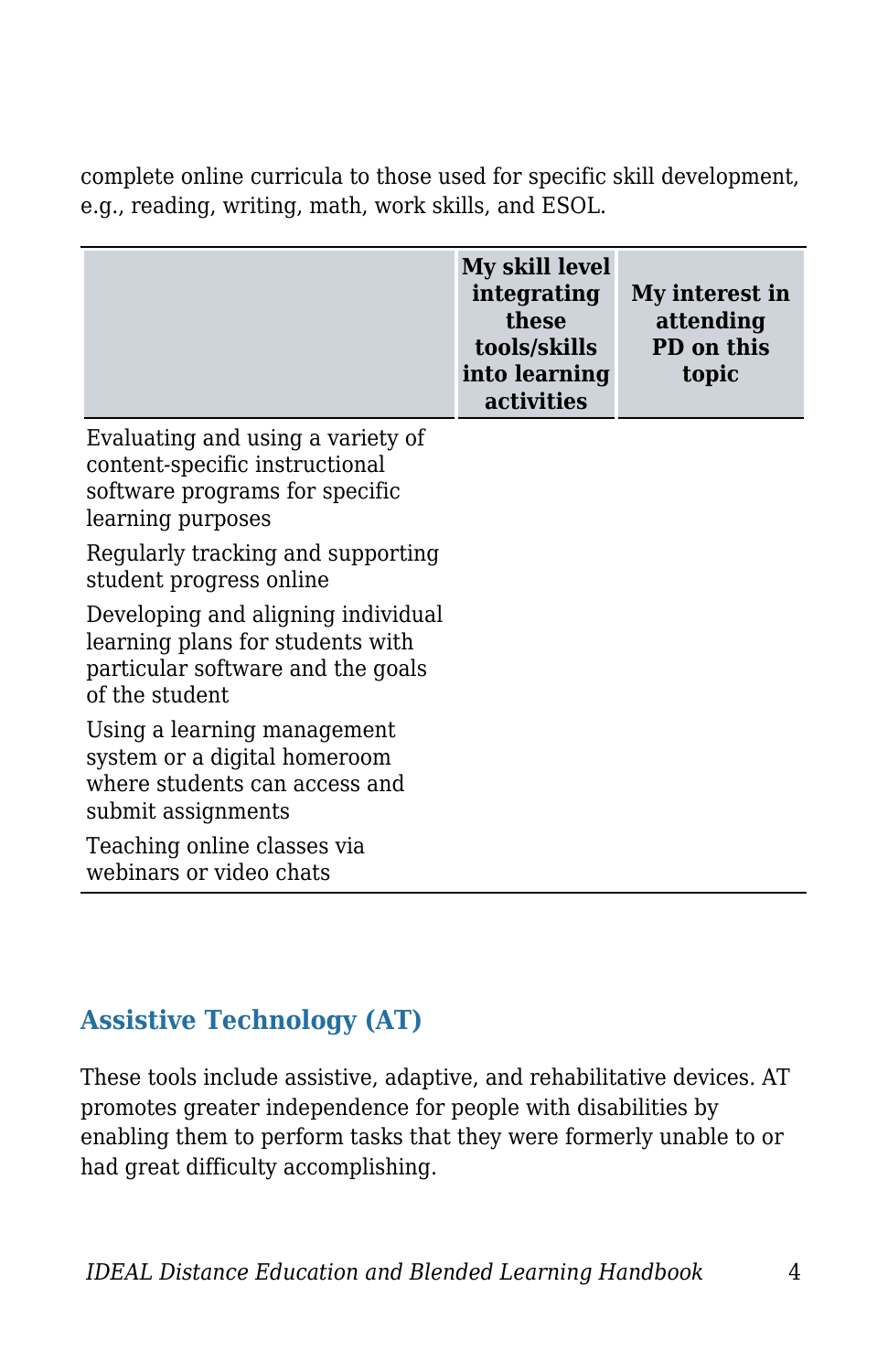complete online curricula to those used for specific skill development, e.g., reading, writing, math, work skills, and ESOL.

| | My skill level integrating these tools/skills into learning activities | My interest in attending PD on this topic |
|---|---|---|
| Evaluating and using a variety of content-specific instructional software programs for specific learning purposes | | |
| Regularly tracking and supporting student progress online | | |
| Developing and aligning individual learning plans for students with particular software and the goals of the student | | |
| Using a learning management system or a digital homeroom where students can access and submit assignments | | |
| Teaching online classes via webinars or video chats | | |

## Assistive Technology (AT)

These tools include assistive, adaptive, and rehabilitative devices. AT promotes greater independence for people with disabilities by enabling them to perform tasks that they were formerly unable to or had great difficulty accomplishing.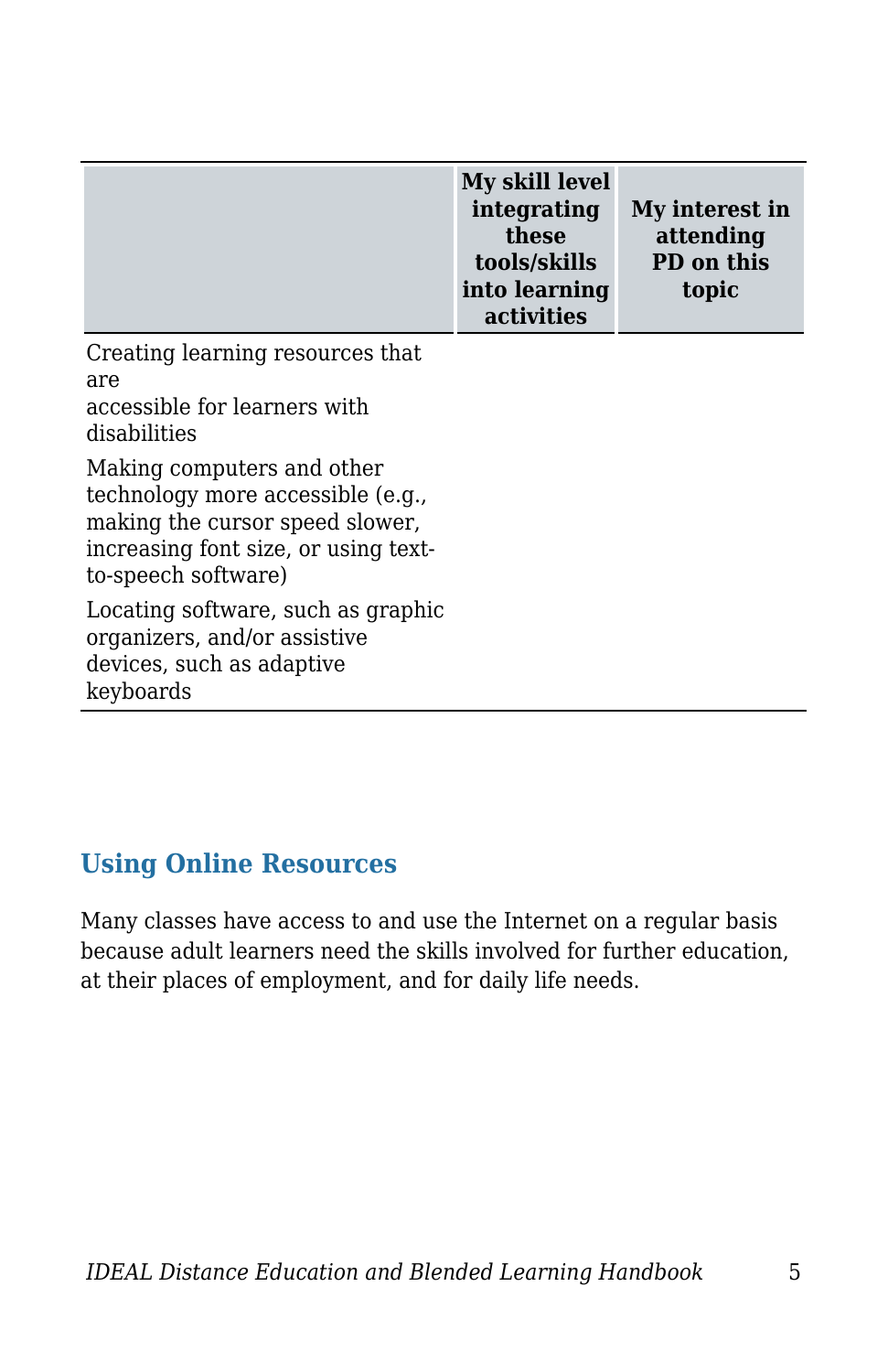| | My skill level integrating these tools/skills into learning activities | My interest in attending PD on this topic |
|---|---|---|
| Creating learning resources that are accessible for learners with disabilities | | |
| Making computers and other technology more accessible (e.g., making the cursor speed slower, increasing font size, or using text-to-speech software) | | |
| Locating software, such as graphic organizers, and/or assistive devices, such as adaptive keyboards | | |

## Using Online Resources

Many classes have access to and use the Internet on a regular basis because adult learners need the skills involved for further education, at their places of employment, and for daily life needs.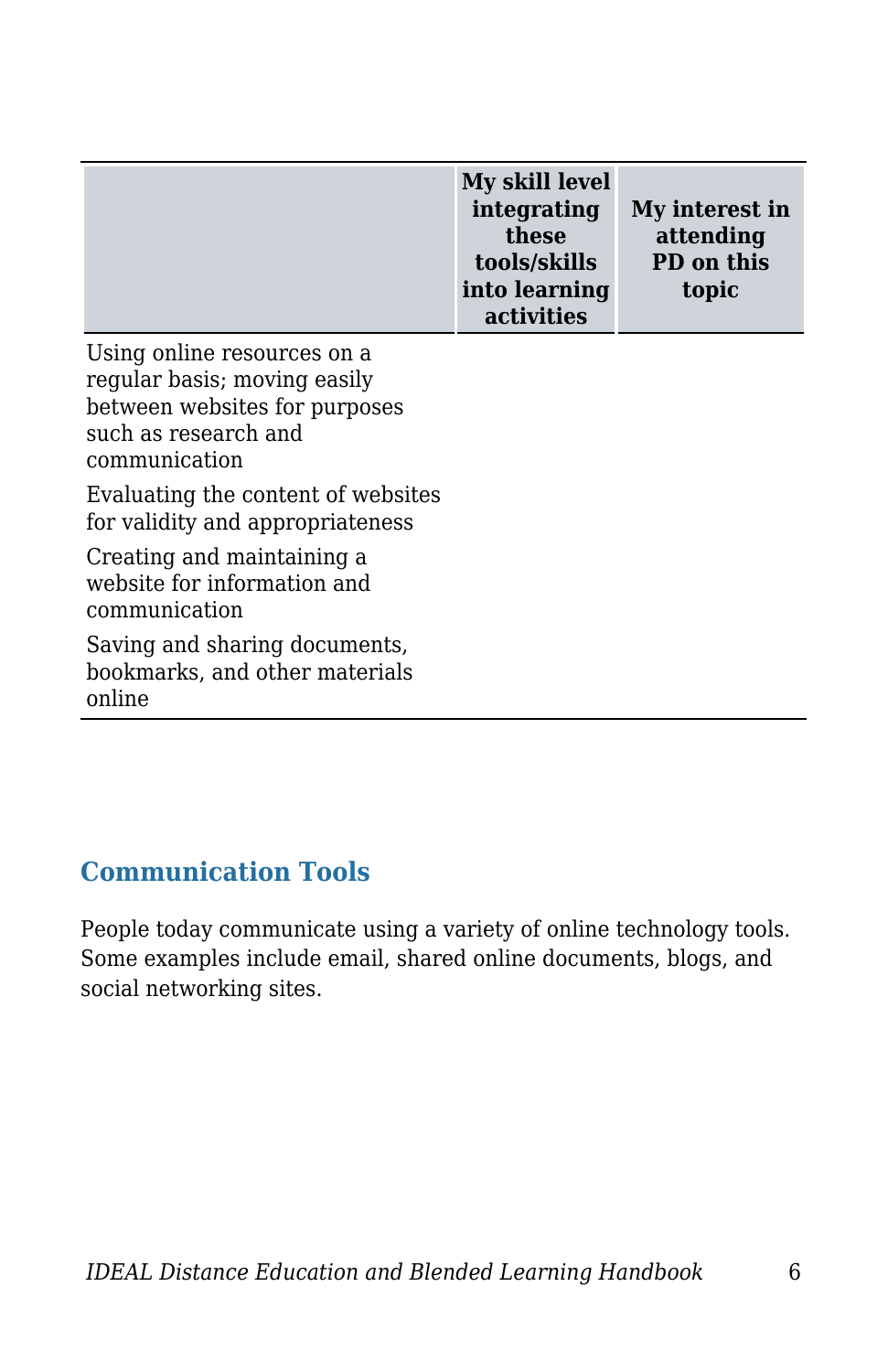| | My skill level integrating these tools/skills into learning activities | My interest in attending PD on this topic |
|---|---|---|
| Using online resources on a regular basis; moving easily between websites for purposes such as research and communication | | |
| Evaluating the content of websites for validity and appropriateness | | |
| Creating and maintaining a website for information and communication | | |
| Saving and sharing documents, bookmarks, and other materials online | | |

## Communication Tools

People today communicate using a variety of online technology tools. Some examples include email, shared online documents, blogs, and social networking sites.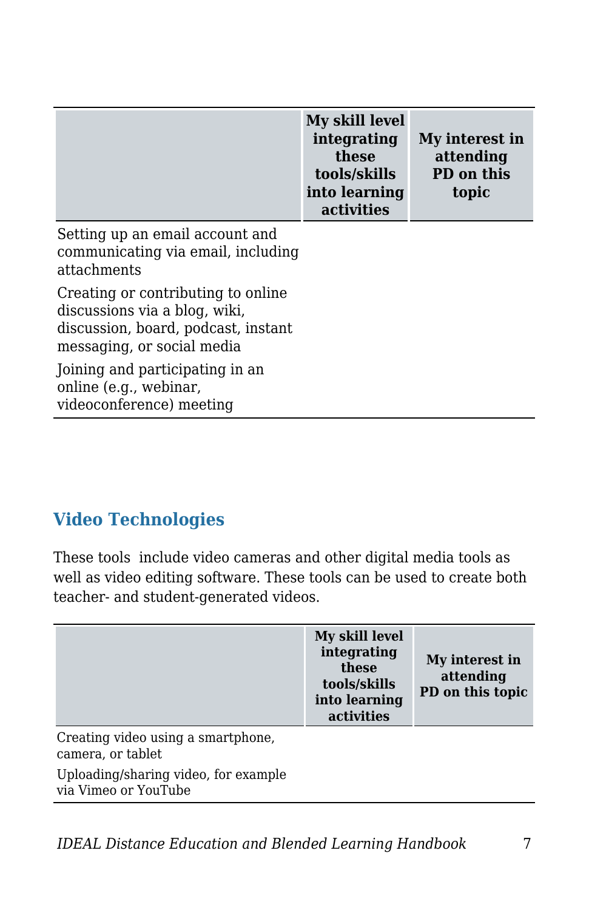| | My skill level integrating these tools/skills into learning activities | My interest in attending PD on this topic |
|---|---|---|
| Setting up an email account and communicating via email, including attachments | | |
| Creating or contributing to online discussions via a blog, wiki, discussion, board, podcast, instant messaging, or social media | | |
| Joining and participating in an online (e.g., webinar, videoconference) meeting | | |

## Video Technologies

These tools include video cameras and other digital media tools as well as video editing software. These tools can be used to create both teacher- and student-generated videos.

| | My skill level integrating these tools/skills into learning activities | My interest in attending PD on this topic |
|---|---|---|
| Creating video using a smartphone, camera, or tablet | | |
| Uploading/sharing video, for example via Vimeo or YouTube | | |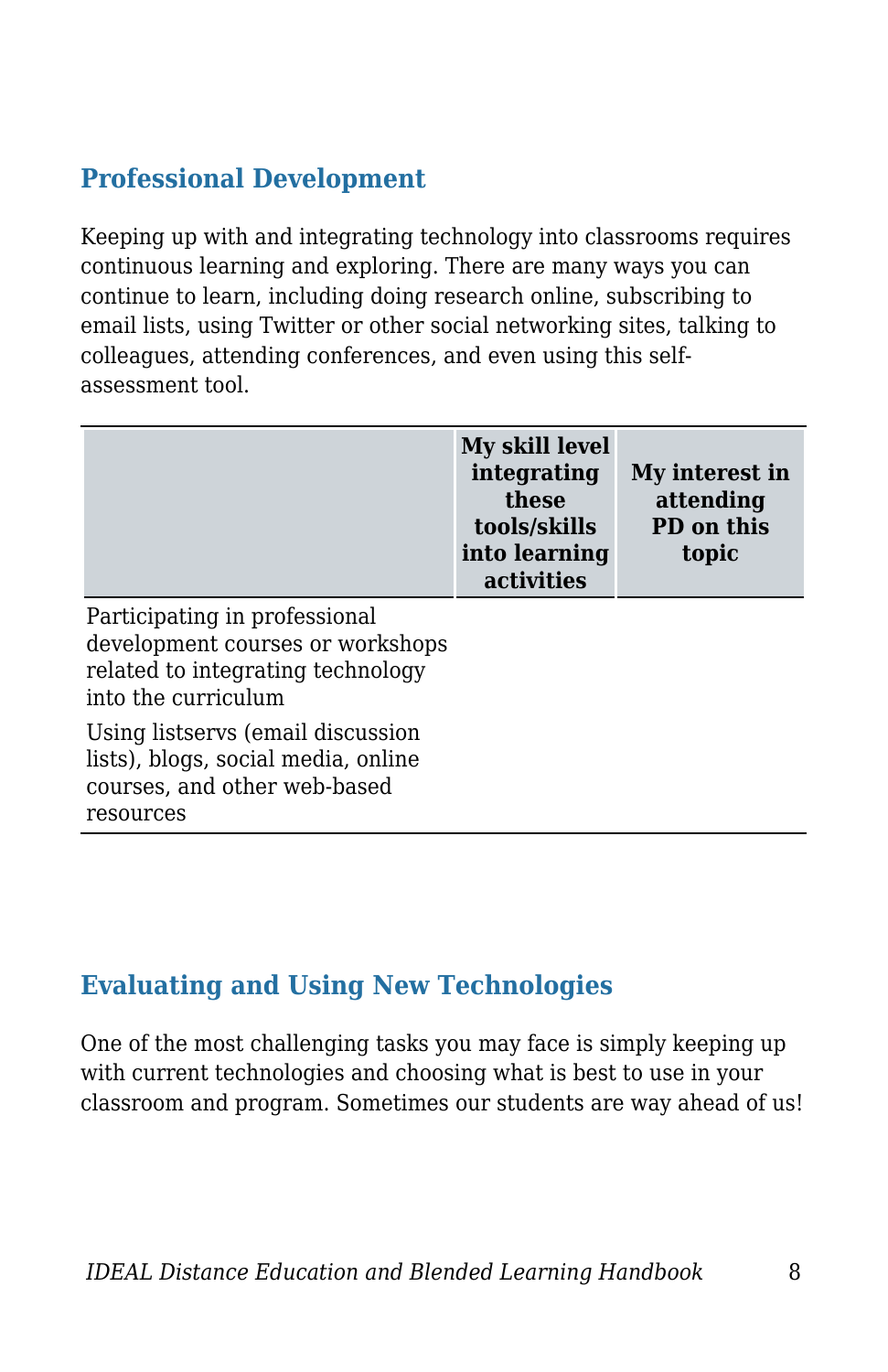## Professional Development

Keeping up with and integrating technology into classrooms requires continuous learning and exploring. There are many ways you can continue to learn, including doing research online, subscribing to email lists, using Twitter or other social networking sites, talking to colleagues, attending conferences, and even using this self-assessment tool.

| | My skill level integrating these tools/skills into learning activities | My interest in attending PD on this topic |
|---|---|---|
| Participating in professional development courses or workshops related to integrating technology into the curriculum | | |
| Using listservs (email discussion lists), blogs, social media, online courses, and other web-based resources | | |

## Evaluating and Using New Technologies

One of the most challenging tasks you may face is simply keeping up with current technologies and choosing what is best to use in your classroom and program. Sometimes our students are way ahead of us!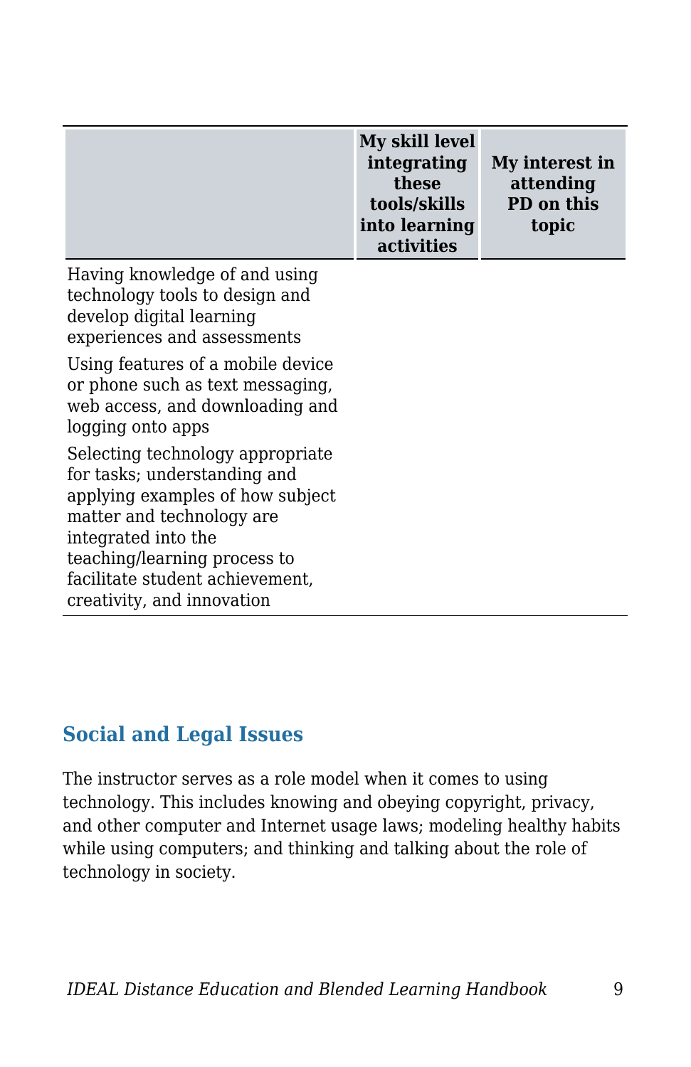| | My skill level integrating these tools/skills into learning activities | My interest in attending PD on this topic |
|---|---|---|
| Having knowledge of and using technology tools to design and develop digital learning experiences and assessments | | |
| Using features of a mobile device or phone such as text messaging, web access, and downloading and logging onto apps | | |
| Selecting technology appropriate for tasks; understanding and applying examples of how subject matter and technology are integrated into the teaching/learning process to facilitate student achievement, creativity, and innovation | | |

## Social and Legal Issues

The instructor serves as a role model when it comes to using technology. This includes knowing and obeying copyright, privacy, and other computer and Internet usage laws; modeling healthy habits while using computers; and thinking and talking about the role of technology in society.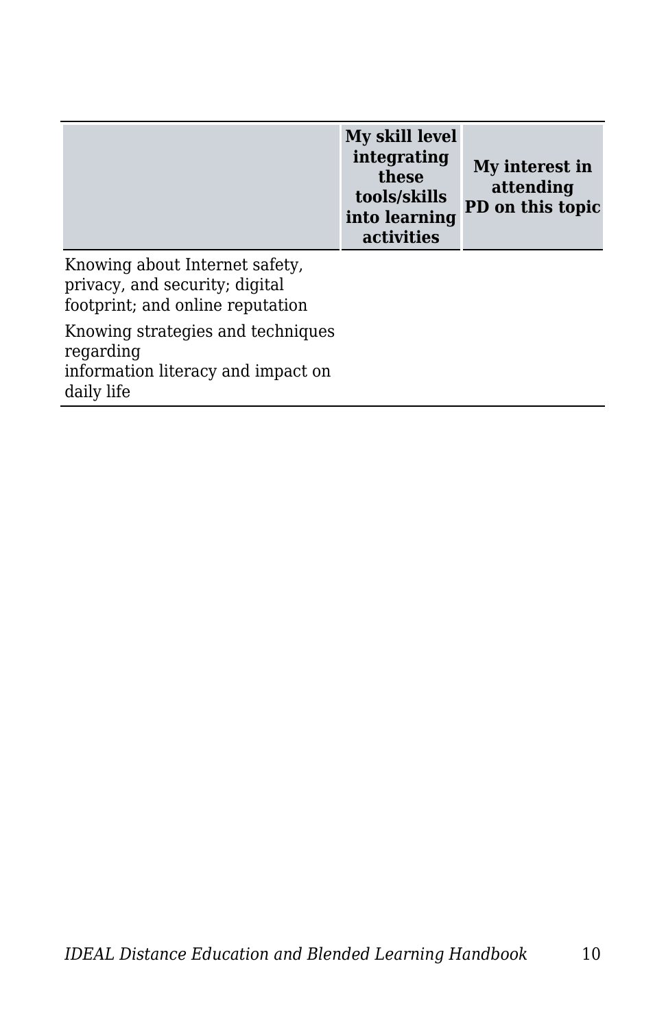| | My skill level integrating these tools/skills into learning activities | My interest in attending PD on this topic |
| --- | --- | --- |
| Knowing about Internet safety, privacy, and security; digital footprint; and online reputation | | |
| Knowing strategies and techniques regarding information literacy and impact on daily life | | |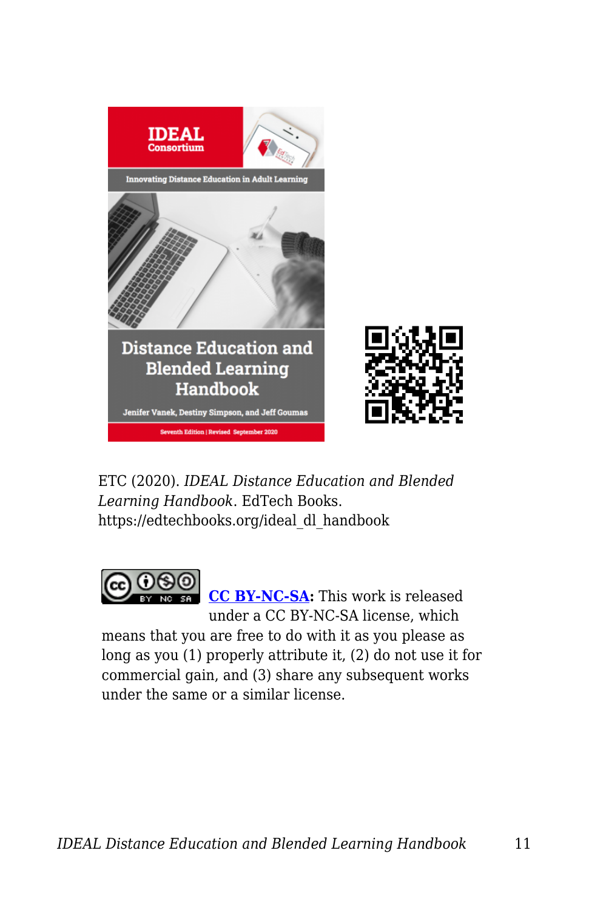ETC (2020). *IDEAL Distance Education and Blended Learning Handbook*. EdTech Books. https://edtechbooks.org/ideal_dl_handbook

**CC BY-NC-SA:** This work is released under a CC BY-NC-SA license, which means that you are free to do with it as you please as long as you (1) properly attribute it, (2) do not use it for commercial gain, and (3) share any subsequent works under the same or a similar license.